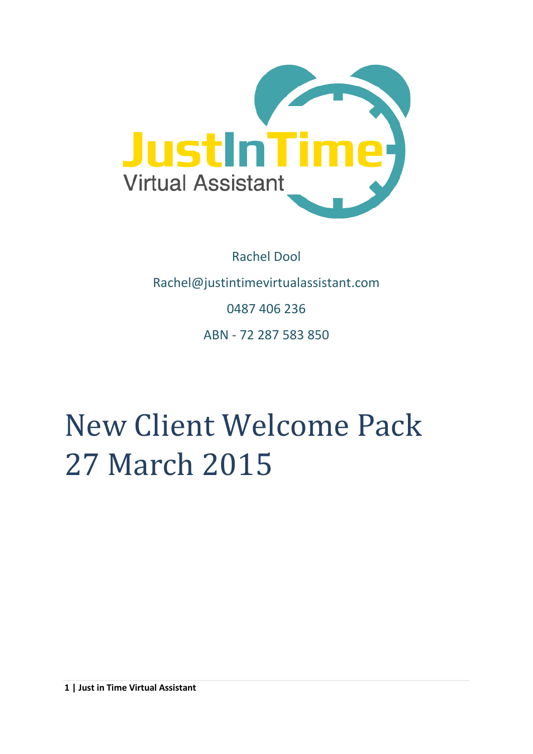Rachel Dool

Rachel@justintimevirtualassistant.com

0487 406 236

ABN - 72 287 583 850

# New Client Welcome Pack 27 March 2015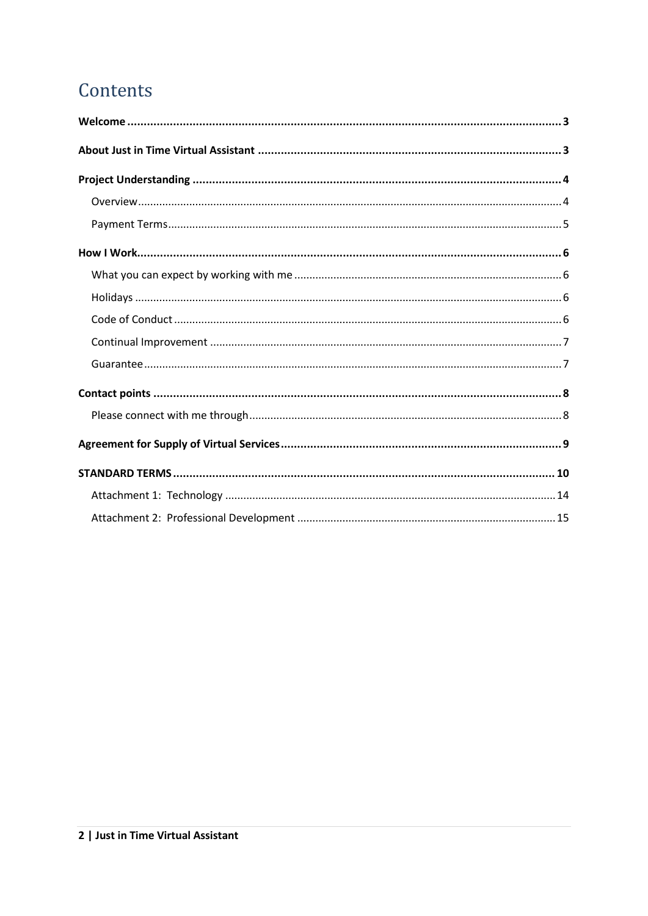# Contents

**Welcome** .......... **3**

**About Just in Time Virtual Assistant** .......... **3**

**Project Understanding** .......... **4**

- Overview .......... 4
- Payment Terms .......... 5

**How I Work** .......... **6**

- What you can expect by working with me .......... 6
- Holidays .......... 6
- Code of Conduct .......... 6
- Continual Improvement .......... 7
- Guarantee .......... 7

**Contact points** .......... **8**

- Please connect with me through .......... 8

**Agreement for Supply of Virtual Services** .......... **9**

**STANDARD TERMS** .......... **10**

- Attachment 1: Technology .......... 14
- Attachment 2: Professional Development .......... 15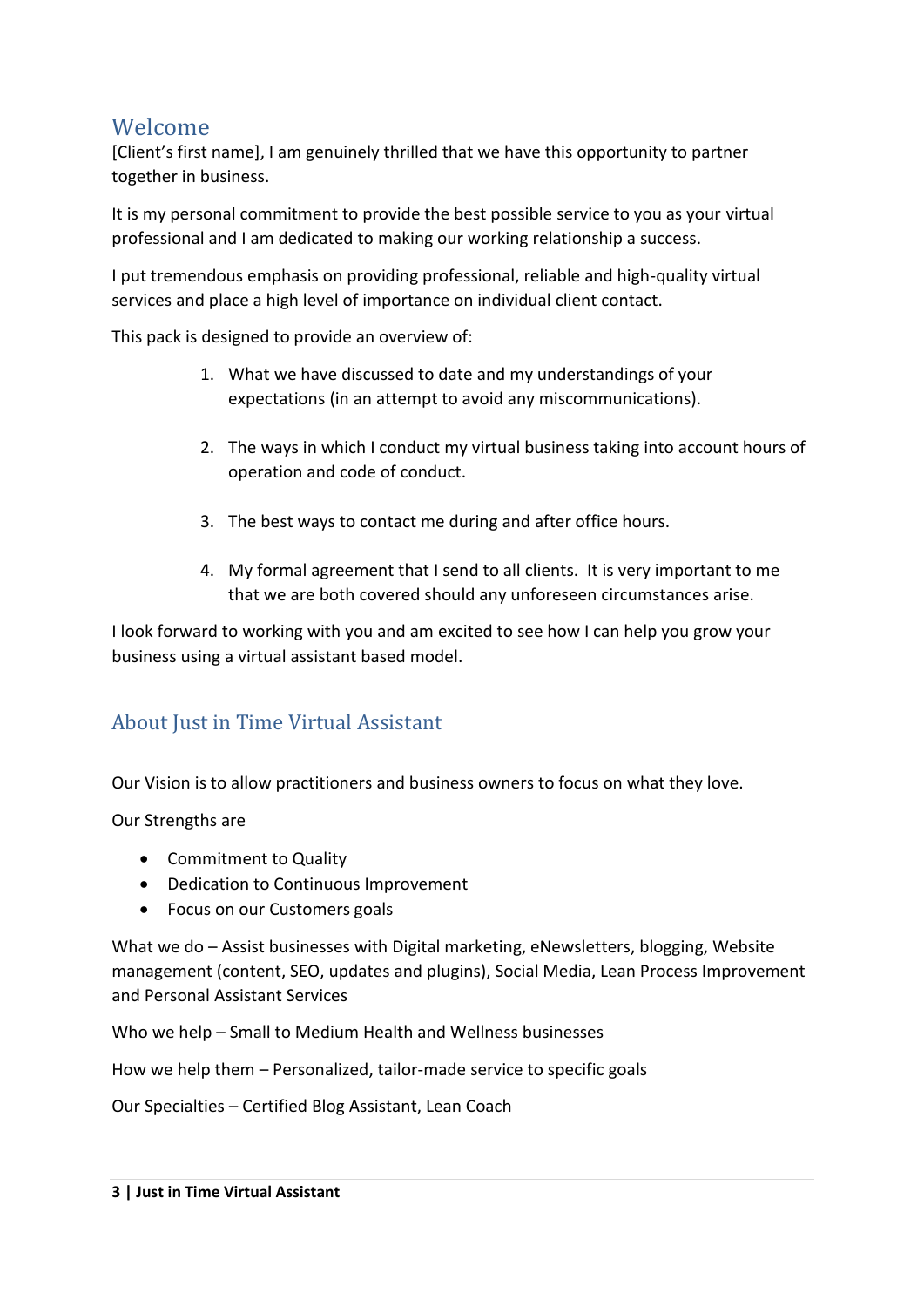## Welcome

[Client's first name], I am genuinely thrilled that we have this opportunity to partner together in business.

It is my personal commitment to provide the best possible service to you as your virtual professional and I am dedicated to making our working relationship a success.

I put tremendous emphasis on providing professional, reliable and high-quality virtual services and place a high level of importance on individual client contact.

This pack is designed to provide an overview of:

1. What we have discussed to date and my understandings of your expectations (in an attempt to avoid any miscommunications).

2. The ways in which I conduct my virtual business taking into account hours of operation and code of conduct.

3. The best ways to contact me during and after office hours.

4. My formal agreement that I send to all clients. It is very important to me that we are both covered should any unforeseen circumstances arise.

I look forward to working with you and am excited to see how I can help you grow your business using a virtual assistant based model.

## About Just in Time Virtual Assistant

Our Vision is to allow practitioners and business owners to focus on what they love.

Our Strengths are

- Commitment to Quality
- Dedication to Continuous Improvement
- Focus on our Customers goals

What we do – Assist businesses with Digital marketing, eNewsletters, blogging, Website management (content, SEO, updates and plugins), Social Media, Lean Process Improvement and Personal Assistant Services

Who we help – Small to Medium Health and Wellness businesses

How we help them – Personalized, tailor-made service to specific goals

Our Specialties – Certified Blog Assistant, Lean Coach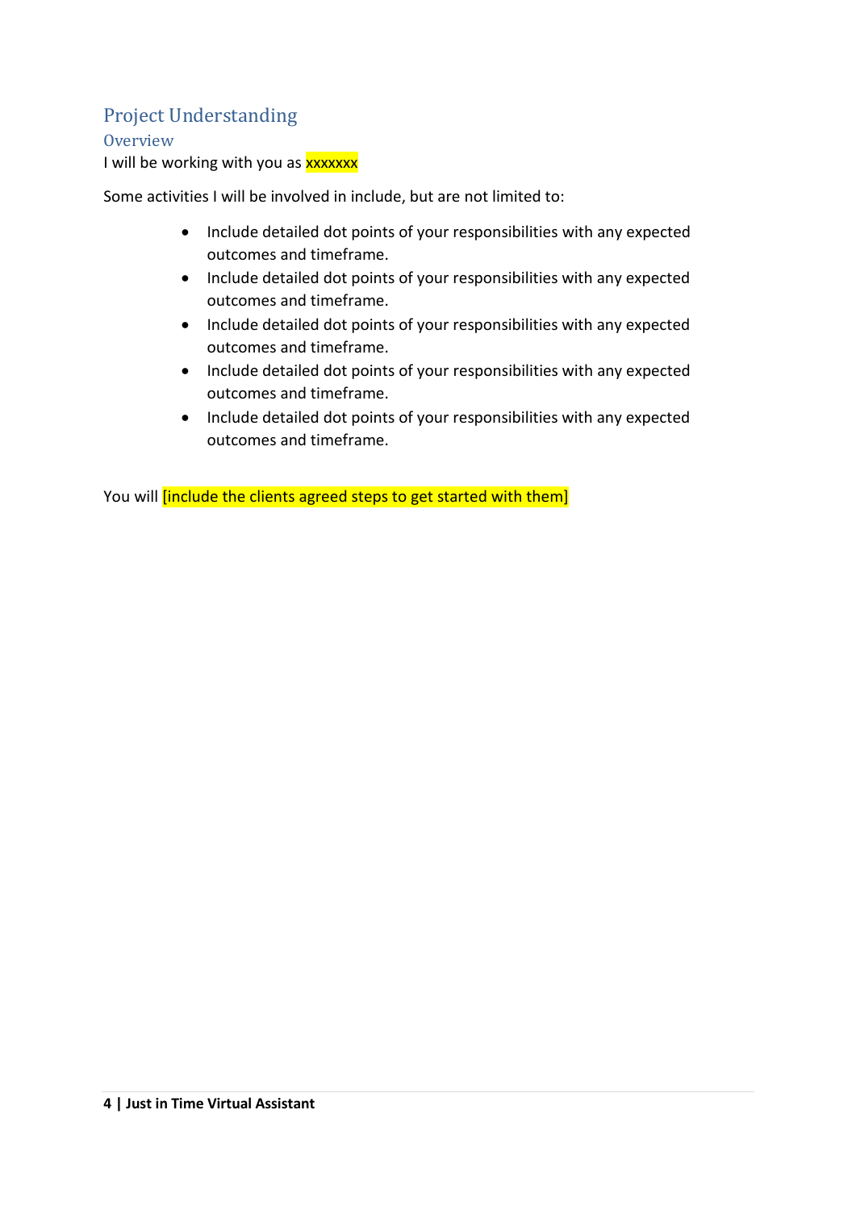# Project Understanding

## Overview

I will be working with you as xxxxxxx

Some activities I will be involved in include, but are not limited to:

- Include detailed dot points of your responsibilities with any expected outcomes and timeframe.
- Include detailed dot points of your responsibilities with any expected outcomes and timeframe.
- Include detailed dot points of your responsibilities with any expected outcomes and timeframe.
- Include detailed dot points of your responsibilities with any expected outcomes and timeframe.
- Include detailed dot points of your responsibilities with any expected outcomes and timeframe.

You will [include the clients agreed steps to get started with them]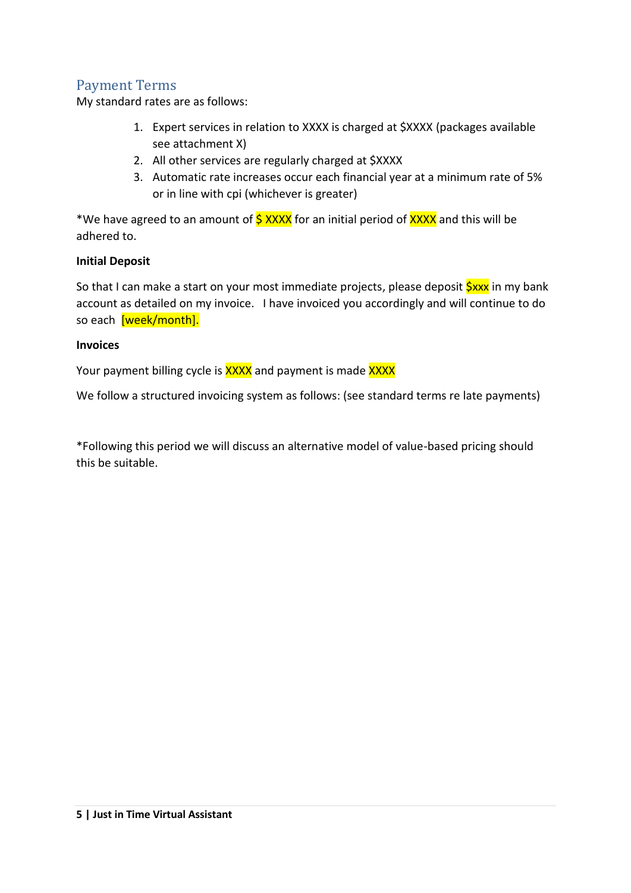## Payment Terms

My standard rates are as follows:

1. Expert services in relation to XXXX is charged at $XXXX (packages available see attachment X)
2. All other services are regularly charged at $XXXX
3. Automatic rate increases occur each financial year at a minimum rate of 5% or in line with cpi (whichever is greater)

*We have agreed to an amount of $ XXXX for an initial period of XXXX and this will be adhered to.

**Initial Deposit**

So that I can make a start on your most immediate projects, please deposit $xxx in my bank account as detailed on my invoice. I have invoiced you accordingly and will continue to do so each [week/month].

**Invoices**

Your payment billing cycle is XXXX and payment is made XXXX

We follow a structured invoicing system as follows: (see standard terms re late payments)

*Following this period we will discuss an alternative model of value-based pricing should this be suitable.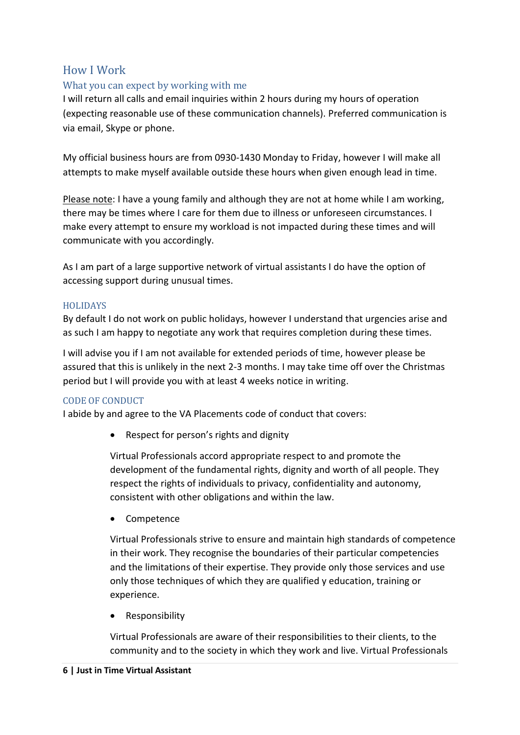## How I Work

### What you can expect by working with me

I will return all calls and email inquiries within 2 hours during my hours of operation (expecting reasonable use of these communication channels). Preferred communication is via email, Skype or phone.

My official business hours are from 0930-1430 Monday to Friday, however I will make all attempts to make myself available outside these hours when given enough lead in time.

Please note: I have a young family and although they are not at home while I am working, there may be times where I care for them due to illness or unforeseen circumstances. I make every attempt to ensure my workload is not impacted during these times and will communicate with you accordingly.

As I am part of a large supportive network of virtual assistants I do have the option of accessing support during unusual times.

#### HOLIDAYS

By default I do not work on public holidays, however I understand that urgencies arise and as such I am happy to negotiate any work that requires completion during these times.

I will advise you if I am not available for extended periods of time, however please be assured that this is unlikely in the next 2-3 months. I may take time off over the Christmas period but I will provide you with at least 4 weeks notice in writing.

#### CODE OF CONDUCT

I abide by and agree to the VA Placements code of conduct that covers:

- Respect for person's rights and dignity

  Virtual Professionals accord appropriate respect to and promote the development of the fundamental rights, dignity and worth of all people. They respect the rights of individuals to privacy, confidentiality and autonomy, consistent with other obligations and within the law.

- Competence

  Virtual Professionals strive to ensure and maintain high standards of competence in their work. They recognise the boundaries of their particular competencies and the limitations of their expertise. They provide only those services and use only those techniques of which they are qualified y education, training or experience.

- Responsibility

  Virtual Professionals are aware of their responsibilities to their clients, to the community and to the society in which they work and live. Virtual Professionals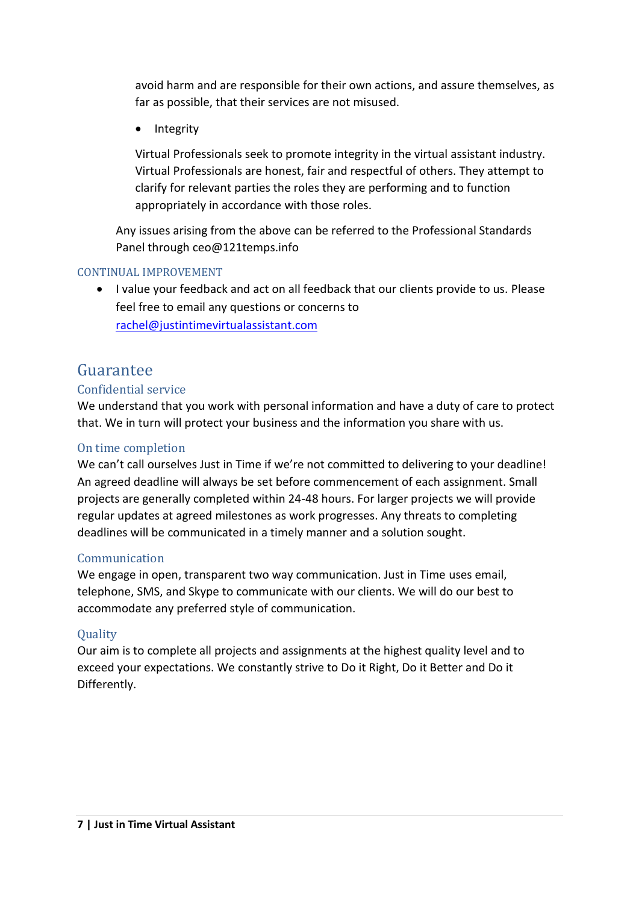avoid harm and are responsible for their own actions, and assure themselves, as far as possible, that their services are not misused.

- Integrity

Virtual Professionals seek to promote integrity in the virtual assistant industry. Virtual Professionals are honest, fair and respectful of others. They attempt to clarify for relevant parties the roles they are performing and to function appropriately in accordance with those roles.

Any issues arising from the above can be referred to the Professional Standards Panel through ceo@121temps.info

### CONTINUAL IMPROVEMENT

- I value your feedback and act on all feedback that our clients provide to us. Please feel free to email any questions or concerns to rachel@justintimevirtualassistant.com

## Guarantee

### Confidential service

We understand that you work with personal information and have a duty of care to protect that. We in turn will protect your business and the information you share with us.

### On time completion

We can't call ourselves Just in Time if we're not committed to delivering to your deadline! An agreed deadline will always be set before commencement of each assignment. Small projects are generally completed within 24-48 hours. For larger projects we will provide regular updates at agreed milestones as work progresses. Any threats to completing deadlines will be communicated in a timely manner and a solution sought.

### Communication

We engage in open, transparent two way communication. Just in Time uses email, telephone, SMS, and Skype to communicate with our clients. We will do our best to accommodate any preferred style of communication.

### Quality

Our aim is to complete all projects and assignments at the highest quality level and to exceed your expectations. We constantly strive to Do it Right, Do it Better and Do it Differently.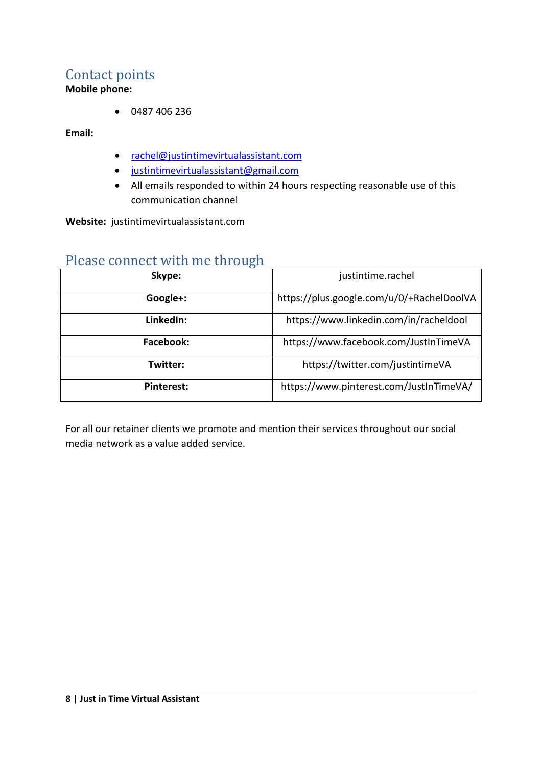## Contact points

**Mobile phone:**

- 0487 406 236

**Email:**

- rachel@justintimevirtualassistant.com
- justintimevirtualassistant@gmail.com
- All emails responded to within 24 hours respecting reasonable use of this communication channel

**Website:** justintimevirtualassistant.com

## Please connect with me through

| Skype: | justintime.rachel |
|---|---|
| Google+: | https://plus.google.com/u/0/+RachelDoolVA |
| LinkedIn: | https://www.linkedin.com/in/racheldool |
| Facebook: | https://www.facebook.com/JustInTimeVA |
| Twitter: | https://twitter.com/justintimeVA |
| Pinterest: | https://www.pinterest.com/JustInTimeVA/ |

For all our retainer clients we promote and mention their services throughout our social media network as a value added service.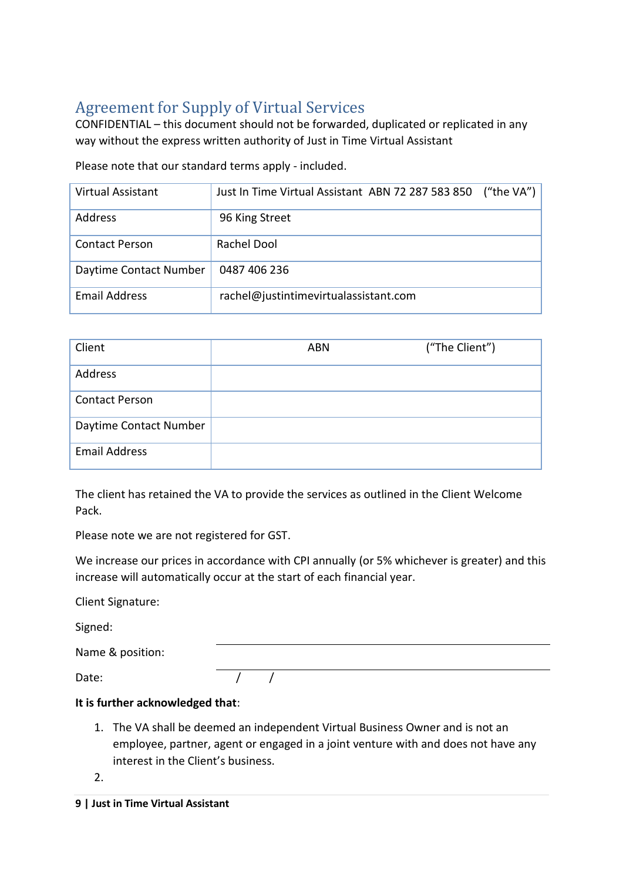## Agreement for Supply of Virtual Services

CONFIDENTIAL – this document should not be forwarded, duplicated or replicated in any way without the express written authority of Just in Time Virtual Assistant

Please note that our standard terms apply - included.

| Virtual Assistant | Just In Time Virtual Assistant ABN 72 287 583 850 ("the VA") |
|---|---|
| Address | 96 King Street |
| Contact Person | Rachel Dool |
| Daytime Contact Number | 0487 406 236 |
| Email Address | rachel@justintimevirtualassistant.com |

| Client | ABN ("The Client") |
|---|---|
| Address | |
| Contact Person | |
| Daytime Contact Number | |
| Email Address | |

The client has retained the VA to provide the services as outlined in the Client Welcome Pack.

Please note we are not registered for GST.

We increase our prices in accordance with CPI annually (or 5% whichever is greater) and this increase will automatically occur at the start of each financial year.

Client Signature:

Signed: ______________________________

Name & position: ______________________________

Date: / /

**It is further acknowledged that**:

1. The VA shall be deemed an independent Virtual Business Owner and is not an employee, partner, agent or engaged in a joint venture with and does not have any interest in the Client's business.
2.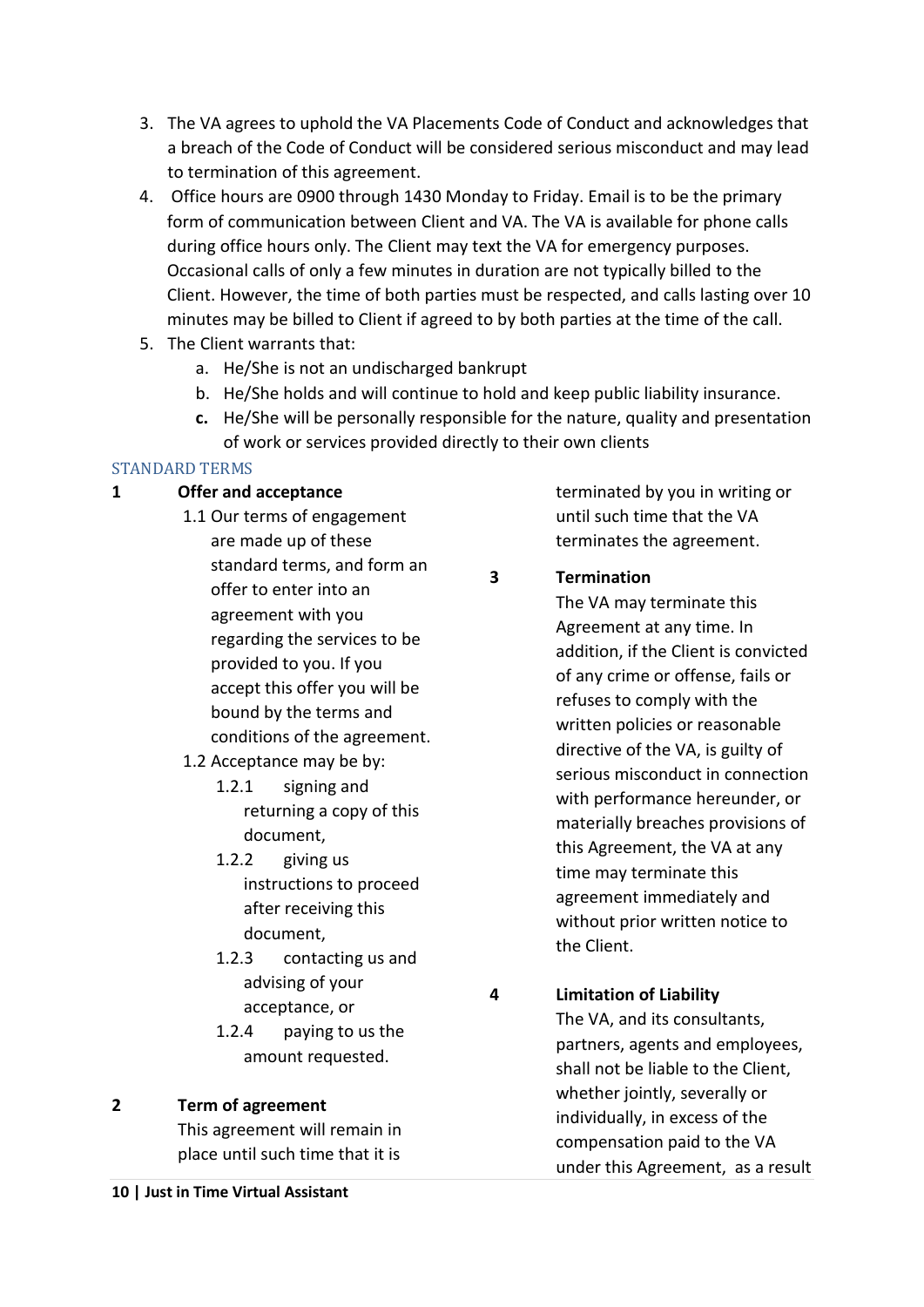3. The VA agrees to uphold the VA Placements Code of Conduct and acknowledges that a breach of the Code of Conduct will be considered serious misconduct and may lead to termination of this agreement.
4. Office hours are 0900 through 1430 Monday to Friday. Email is to be the primary form of communication between Client and VA. The VA is available for phone calls during office hours only. The Client may text the VA for emergency purposes. Occasional calls of only a few minutes in duration are not typically billed to the Client. However, the time of both parties must be respected, and calls lasting over 10 minutes may be billed to Client if agreed to by both parties at the time of the call.
5. The Client warrants that:
   a. He/She is not an undischarged bankrupt
   b. He/She holds and will continue to hold and keep public liability insurance.
   **c.** He/She will be personally responsible for the nature, quality and presentation of work or services provided directly to their own clients

## STANDARD TERMS

### 1 Offer and acceptance

1.1 Our terms of engagement are made up of these standard terms, and form an offer to enter into an agreement with you regarding the services to be provided to you. If you accept this offer you will be bound by the terms and conditions of the agreement.

1.2 Acceptance may be by:

- 1.2.1 signing and returning a copy of this document,
- 1.2.2 giving us instructions to proceed after receiving this document,
- 1.2.3 contacting us and advising of your acceptance, or
- 1.2.4 paying to us the amount requested.

### 2 Term of agreement

This agreement will remain in place until such time that it is terminated by you in writing or until such time that the VA terminates the agreement.

### 3 Termination

The VA may terminate this Agreement at any time. In addition, if the Client is convicted of any crime or offense, fails or refuses to comply with the written policies or reasonable directive of the VA, is guilty of serious misconduct in connection with performance hereunder, or materially breaches provisions of this Agreement, the VA at any time may terminate this agreement immediately and without prior written notice to the Client.

### 4 Limitation of Liability

The VA, and its consultants, partners, agents and employees, shall not be liable to the Client, whether jointly, severally or individually, in excess of the compensation paid to the VA under this Agreement, as a result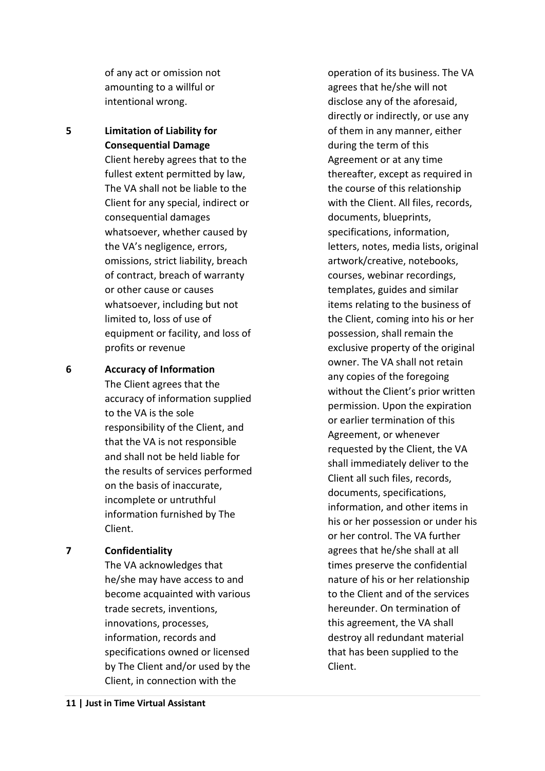of any act or omission not amounting to a willful or intentional wrong.

**5 Limitation of Liability for Consequential Damage**

Client hereby agrees that to the fullest extent permitted by law, The VA shall not be liable to the Client for any special, indirect or consequential damages whatsoever, whether caused by the VA's negligence, errors, omissions, strict liability, breach of contract, breach of warranty or other cause or causes whatsoever, including but not limited to, loss of use of equipment or facility, and loss of profits or revenue

**6 Accuracy of Information**

The Client agrees that the accuracy of information supplied to the VA is the sole responsibility of the Client, and that the VA is not responsible and shall not be held liable for the results of services performed on the basis of inaccurate, incomplete or untruthful information furnished by The Client.

**7 Confidentiality**

The VA acknowledges that he/she may have access to and become acquainted with various trade secrets, inventions, innovations, processes, information, records and specifications owned or licensed by The Client and/or used by the Client, in connection with the operation of its business. The VA agrees that he/she will not disclose any of the aforesaid, directly or indirectly, or use any of them in any manner, either during the term of this Agreement or at any time thereafter, except as required in the course of this relationship with the Client. All files, records, documents, blueprints, specifications, information, letters, notes, media lists, original artwork/creative, notebooks, courses, webinar recordings, templates, guides and similar items relating to the business of the Client, coming into his or her possession, shall remain the exclusive property of the original owner. The VA shall not retain any copies of the foregoing without the Client's prior written permission. Upon the expiration or earlier termination of this Agreement, or whenever requested by the Client, the VA shall immediately deliver to the Client all such files, records, documents, specifications, information, and other items in his or her possession or under his or her control. The VA further agrees that he/she shall at all times preserve the confidential nature of his or her relationship to the Client and of the services hereunder. On termination of this agreement, the VA shall destroy all redundant material that has been supplied to the Client.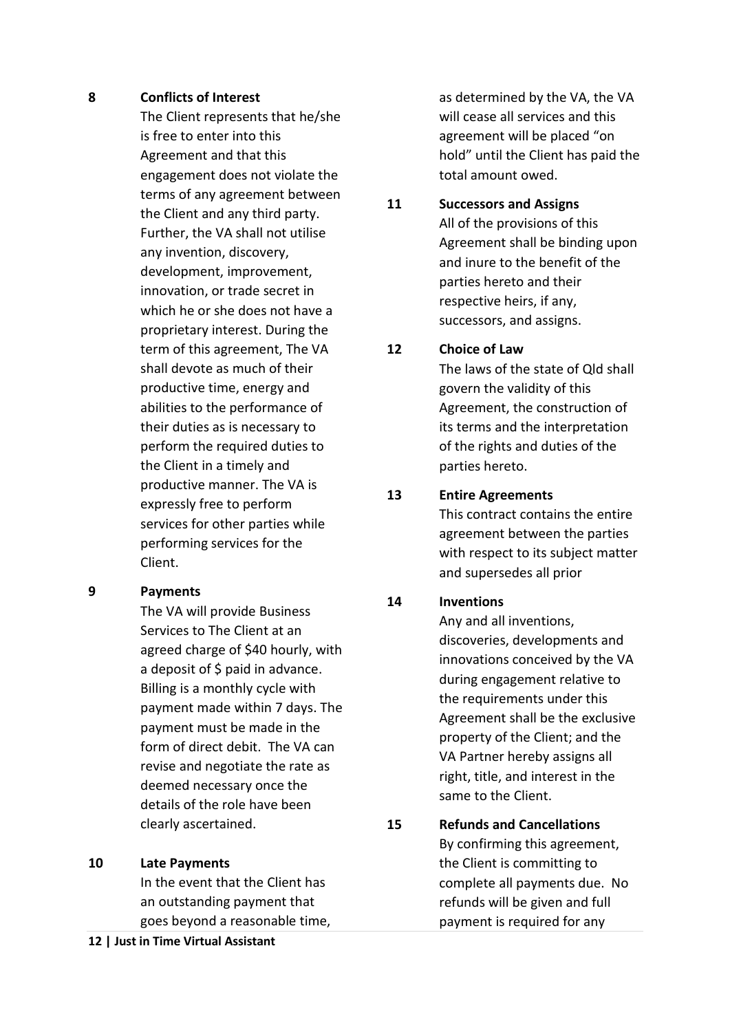**8 Conflicts of Interest**

The Client represents that he/she is free to enter into this Agreement and that this engagement does not violate the terms of any agreement between the Client and any third party. Further, the VA shall not utilise any invention, discovery, development, improvement, innovation, or trade secret in which he or she does not have a proprietary interest. During the term of this agreement, The VA shall devote as much of their productive time, energy and abilities to the performance of their duties as is necessary to perform the required duties to the Client in a timely and productive manner. The VA is expressly free to perform services for other parties while performing services for the Client.

**9 Payments**

The VA will provide Business Services to The Client at an agreed charge of $40 hourly, with a deposit of $ paid in advance. Billing is a monthly cycle with payment made within 7 days. The payment must be made in the form of direct debit. The VA can revise and negotiate the rate as deemed necessary once the details of the role have been clearly ascertained.

**10 Late Payments**

In the event that the Client has an outstanding payment that goes beyond a reasonable time, as determined by the VA, the VA will cease all services and this agreement will be placed "on hold" until the Client has paid the total amount owed.

**11 Successors and Assigns**

All of the provisions of this Agreement shall be binding upon and inure to the benefit of the parties hereto and their respective heirs, if any, successors, and assigns.

**12 Choice of Law**

The laws of the state of Qld shall govern the validity of this Agreement, the construction of its terms and the interpretation of the rights and duties of the parties hereto.

**13 Entire Agreements**

This contract contains the entire agreement between the parties with respect to its subject matter and supersedes all prior

**14 Inventions**

Any and all inventions, discoveries, developments and innovations conceived by the VA during engagement relative to the requirements under this Agreement shall be the exclusive property of the Client; and the VA Partner hereby assigns all right, title, and interest in the same to the Client.

**15 Refunds and Cancellations**

By confirming this agreement, the Client is committing to complete all payments due. No refunds will be given and full payment is required for any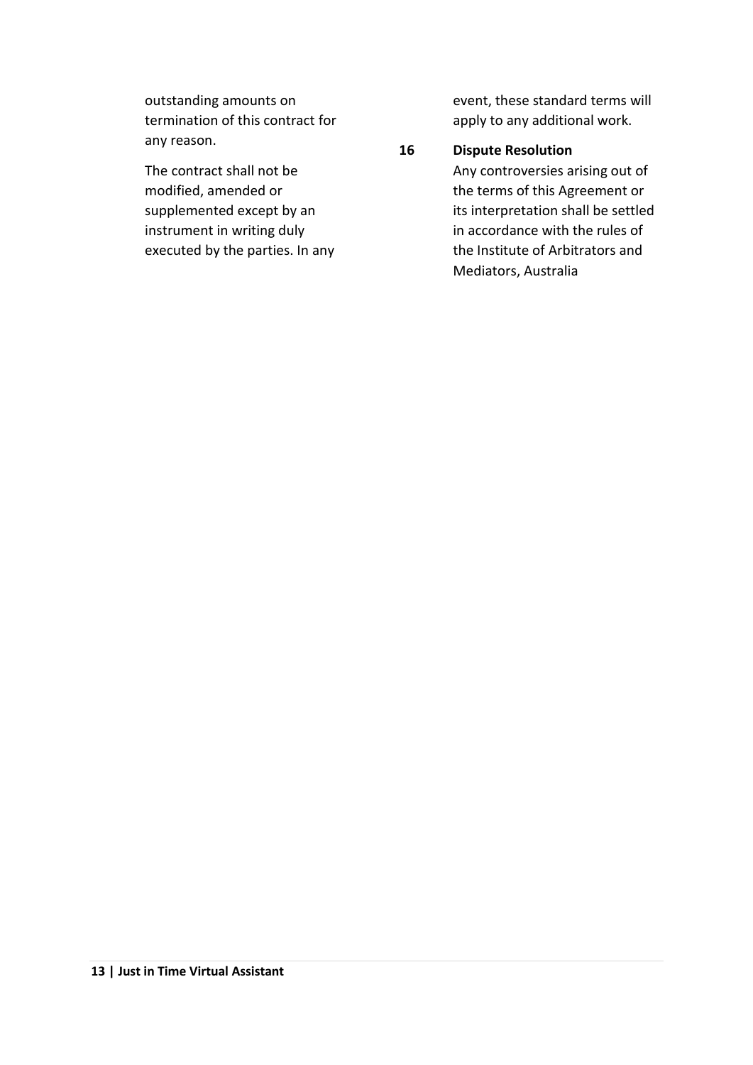outstanding amounts on termination of this contract for any reason.

The contract shall not be modified, amended or supplemented except by an instrument in writing duly executed by the parties. In any event, these standard terms will apply to any additional work.

**16 Dispute Resolution**

Any controversies arising out of the terms of this Agreement or its interpretation shall be settled in accordance with the rules of the Institute of Arbitrators and Mediators, Australia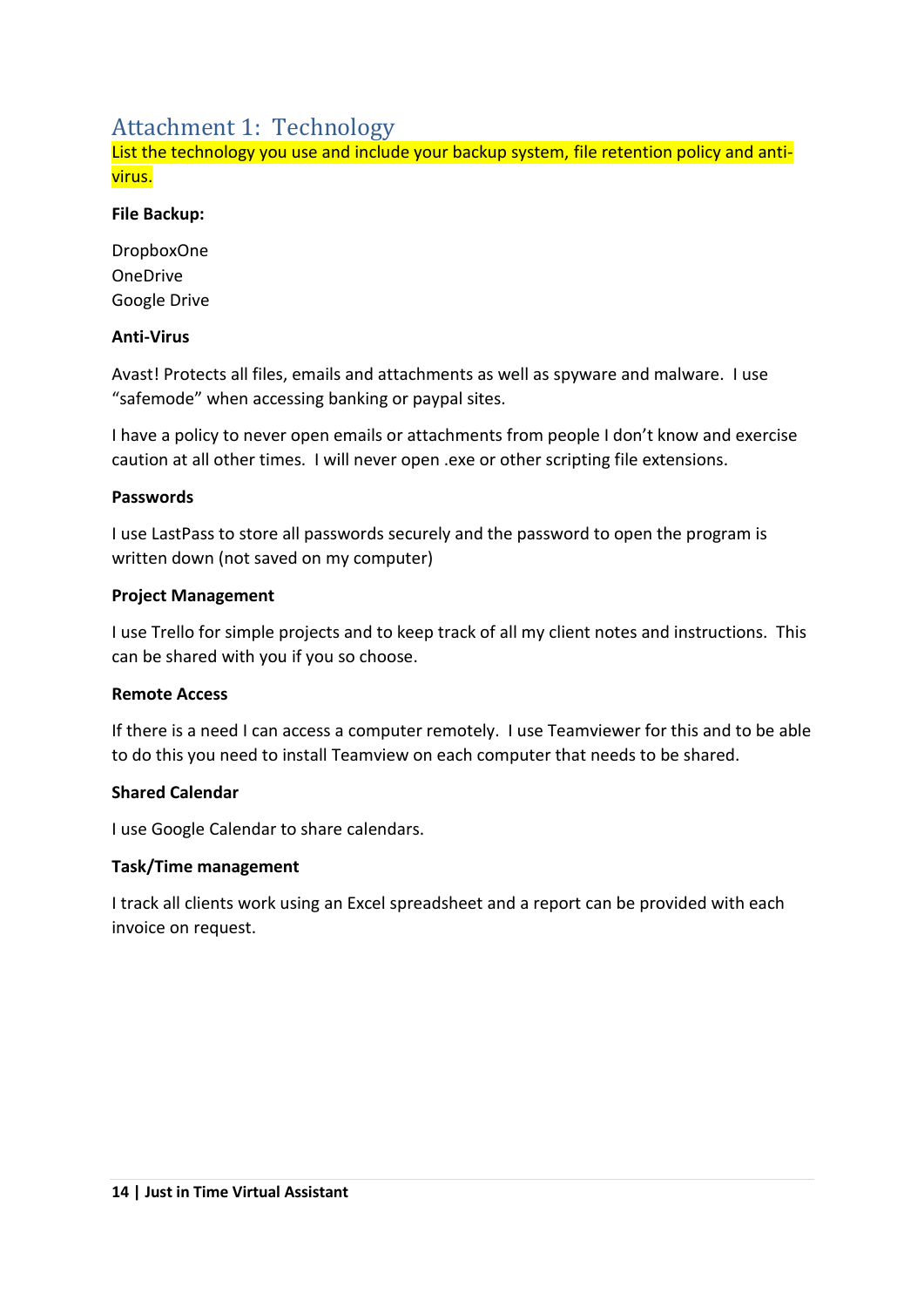## Attachment 1: Technology

List the technology you use and include your backup system, file retention policy and anti-virus.

**File Backup:**

DropboxOne
OneDrive
Google Drive

**Anti-Virus**

Avast! Protects all files, emails and attachments as well as spyware and malware. I use “safemode” when accessing banking or paypal sites.

I have a policy to never open emails or attachments from people I don’t know and exercise caution at all other times. I will never open .exe or other scripting file extensions.

**Passwords**

I use LastPass to store all passwords securely and the password to open the program is written down (not saved on my computer)

**Project Management**

I use Trello for simple projects and to keep track of all my client notes and instructions. This can be shared with you if you so choose.

**Remote Access**

If there is a need I can access a computer remotely. I use Teamviewer for this and to be able to do this you need to install Teamview on each computer that needs to be shared.

**Shared Calendar**

I use Google Calendar to share calendars.

**Task/Time management**

I track all clients work using an Excel spreadsheet and a report can be provided with each invoice on request.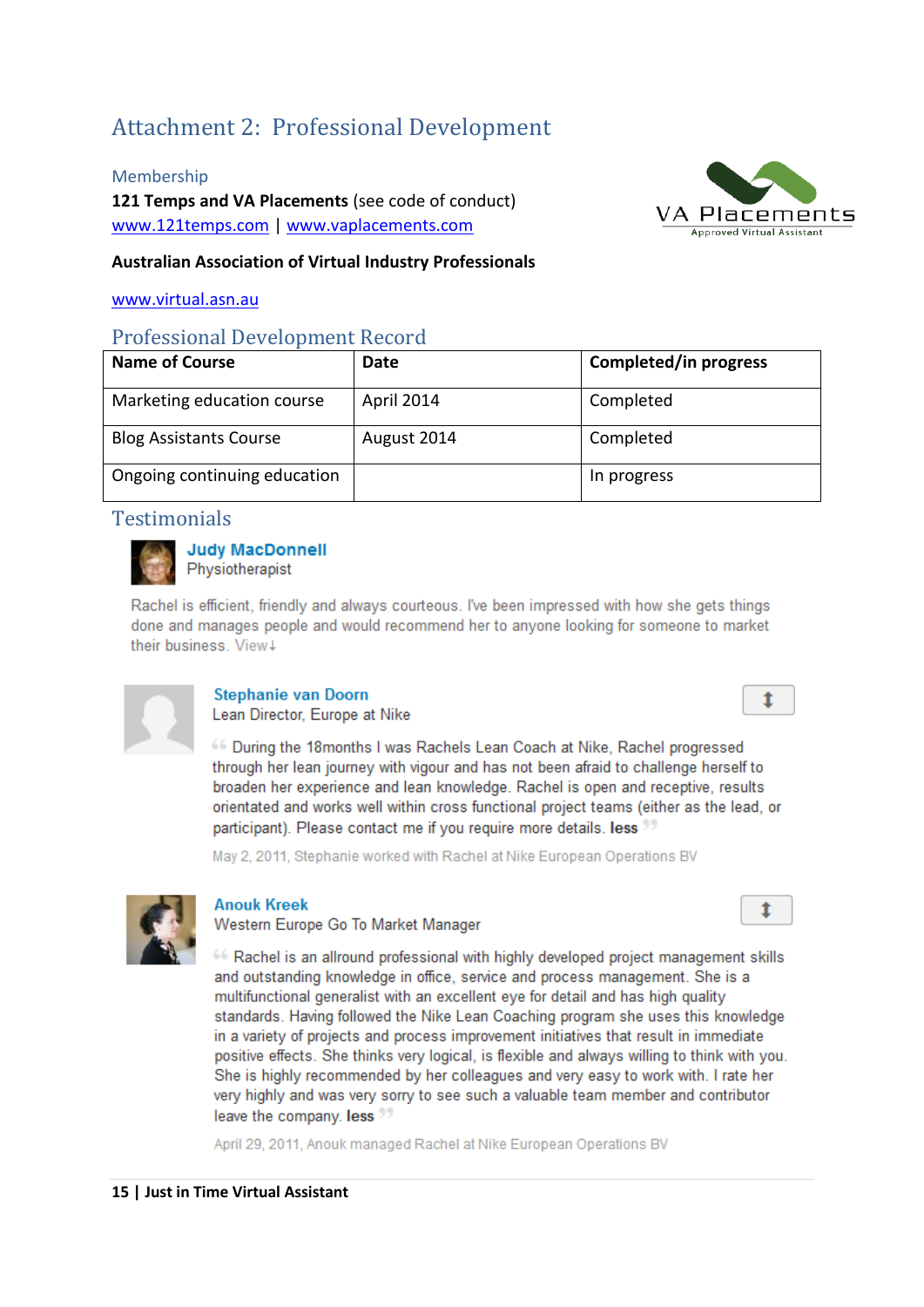# Attachment 2: Professional Development

## Membership

**121 Temps and VA Placements** (see code of conduct)
www.121temps.com | www.vaplacements.com

VA Placements
Approved Virtual Assistant

**Australian Association of Virtual Industry Professionals**

www.virtual.asn.au

## Professional Development Record

| Name of Course | Date | Completed/in progress |
|---|---|---|
| Marketing education course | April 2014 | Completed |
| Blog Assistants Course | August 2014 | Completed |
| Ongoing continuing education | | In progress |

## Testimonials

**Judy MacDonnell**
Physiotherapist

Rachel is efficient, friendly and always courteous. I've been impressed with how she gets things done and manages people and would recommend her to anyone looking for someone to market their business. View↓

**Stephanie van Doorn**
Lean Director, Europe at Nike

" During the 18months I was Rachels Lean Coach at Nike, Rachel progressed through her lean journey with vigour and has not been afraid to challenge herself to broaden her experience and lean knowledge. Rachel is open and receptive, results orientated and works well within cross functional project teams (either as the lead, or participant). Please contact me if you require more details. **less** "

May 2, 2011, Stephanie worked with Rachel at Nike European Operations BV

**Anouk Kreek**
Western Europe Go To Market Manager

" Rachel is an allround professional with highly developed project management skills and outstanding knowledge in office, service and process management. She is a multifunctional generalist with an excellent eye for detail and has high quality standards. Having followed the Nike Lean Coaching program she uses this knowledge in a variety of projects and process improvement initiatives that result in immediate positive effects. She thinks very logical, is flexible and always willing to think with you. She is highly recommended by her colleagues and very easy to work with. I rate her very highly and was very sorry to see such a valuable team member and contributor leave the company. **less** "

April 29, 2011, Anouk managed Rachel at Nike European Operations BV